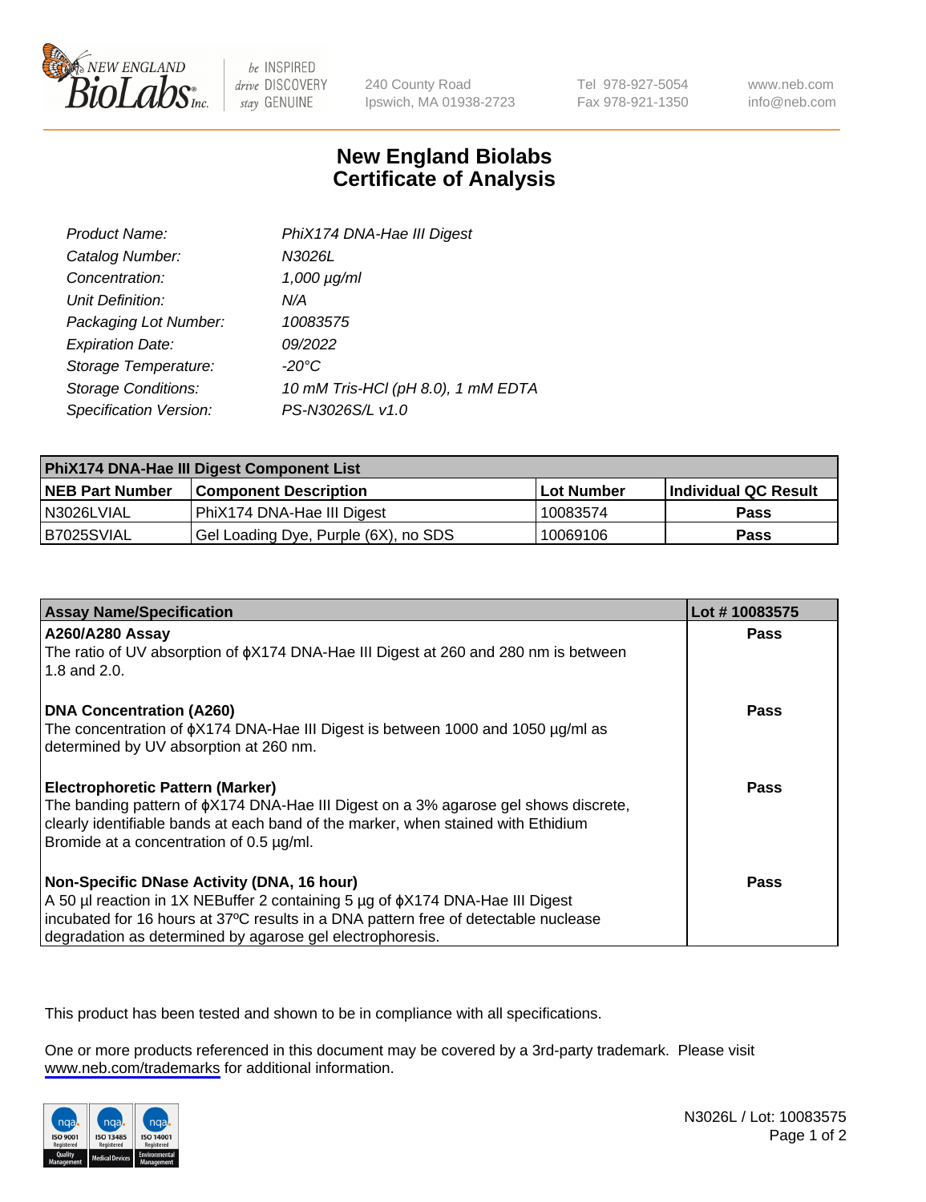New England BioLabs Inc. — be INSPIRED drive DISCOVERY stay GENUINE

240 County Road
Ipswich, MA 01938-2723

Tel 978-927-5054
Fax 978-921-1350

www.neb.com
info@neb.com

# New England Biolabs Certificate of Analysis

| | |
|---|---|
| *Product Name:* | *PhiX174 DNA-Hae III Digest* |
| *Catalog Number:* | *N3026L* |
| *Concentration:* | *1,000 µg/ml* |
| *Unit Definition:* | *N/A* |
| *Packaging Lot Number:* | *10083575* |
| *Expiration Date:* | *09/2022* |
| *Storage Temperature:* | *-20°C* |
| *Storage Conditions:* | *10 mM Tris-HCl (pH 8.0), 1 mM EDTA* |
| *Specification Version:* | *PS-N3026S/L v1.0* |

| **PhiX174 DNA-Hae III Digest Component List** | | | |
|---|---|---|---|
| **NEB Part Number** | **Component Description** | **Lot Number** | **Individual QC Result** |
| N3026LVIAL | PhiX174 DNA-Hae III Digest | 10083574 | **Pass** |
| B7025SVIAL | Gel Loading Dye, Purple (6X), no SDS | 10069106 | **Pass** |

| **Assay Name/Specification** | **Lot # 10083575** |
|---|---|
| **A260/A280 Assay**<br>The ratio of UV absorption of ϕX174 DNA-Hae III Digest at 260 and 280 nm is between 1.8 and 2.0. | **Pass** |
| **DNA Concentration (A260)**<br>The concentration of ϕX174 DNA-Hae III Digest is between 1000 and 1050 µg/ml as determined by UV absorption at 260 nm. | **Pass** |
| **Electrophoretic Pattern (Marker)**<br>The banding pattern of ϕX174 DNA-Hae III Digest on a 3% agarose gel shows discrete, clearly identifiable bands at each band of the marker, when stained with Ethidium Bromide at a concentration of 0.5 µg/ml. | **Pass** |
| **Non-Specific DNase Activity (DNA, 16 hour)**<br>A 50 µl reaction in 1X NEBuffer 2 containing 5 µg of ϕX174 DNA-Hae III Digest incubated for 16 hours at 37ºC results in a DNA pattern free of detectable nuclease degradation as determined by agarose gel electrophoresis. | **Pass** |

This product has been tested and shown to be in compliance with all specifications.

One or more products referenced in this document may be covered by a 3rd-party trademark. Please visit www.neb.com/trademarks for additional information.

ISO 9001 Registered Quality Management | ISO 13485 Registered Medical Devices | ISO 14001 Registered Environmental Management

N3026L / Lot: 10083575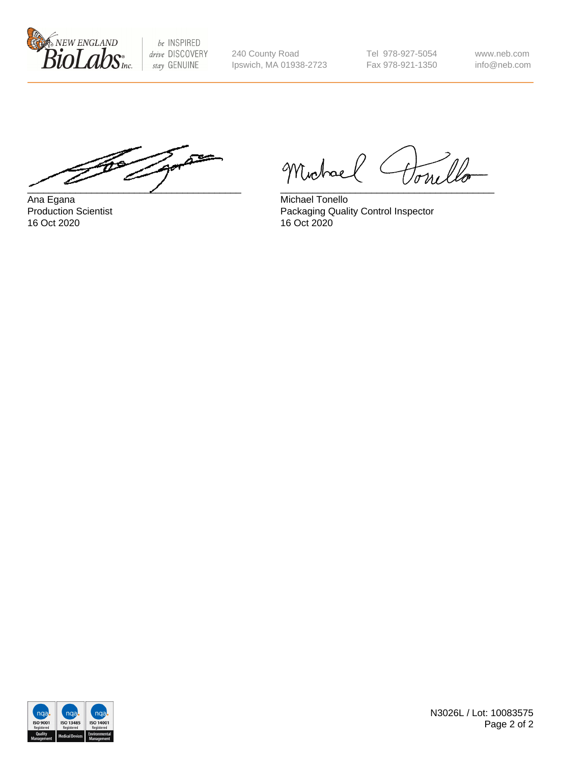240 County Road
Ipswich, MA 01938-2723

Tel 978-927-5054
Fax 978-921-1350

www.neb.com
info@neb.com

Ana Egana
Production Scientist
16 Oct 2020

Michael Tonello
Packaging Quality Control Inspector
16 Oct 2020

N3026L / Lot: 10083575